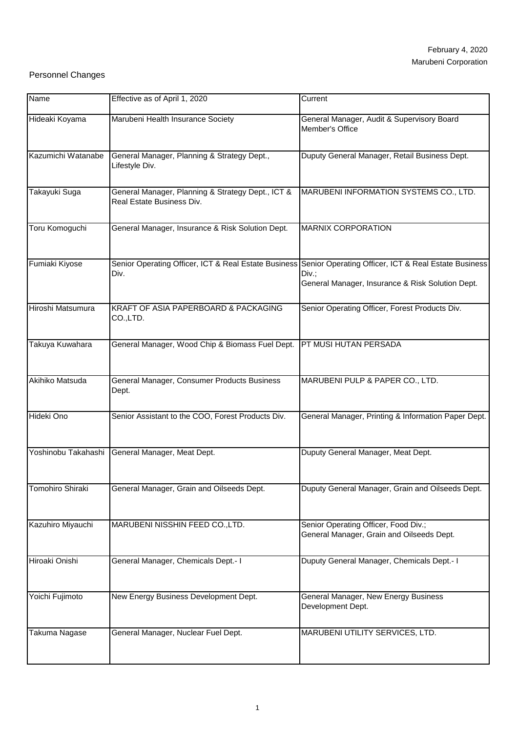February 4, 2020
Marubeni Corporation

Personnel Changes

| Name | Effective as of April 1, 2020 | Current |
|---|---|---|
| Hideaki Koyama | Marubeni Health Insurance Society | General Manager, Audit & Supervisory Board Member's Office |
| Kazumichi Watanabe | General Manager, Planning & Strategy Dept., Lifestyle Div. | Duputy General Manager, Retail Business Dept. |
| Takayuki Suga | General Manager, Planning & Strategy Dept., ICT & Real Estate Business Div. | MARUBENI INFORMATION SYSTEMS CO., LTD. |
| Toru Komoguchi | General Manager, Insurance & Risk Solution Dept. | MARNIX CORPORATION |
| Fumiaki Kiyose | Senior Operating Officer, ICT & Real Estate Business Div. | Senior Operating Officer, ICT & Real Estate Business Div.; General Manager, Insurance & Risk Solution Dept. |
| Hiroshi Matsumura | KRAFT OF ASIA PAPERBOARD & PACKAGING CO.,LTD. | Senior Operating Officer, Forest Products Div. |
| Takuya Kuwahara | General Manager, Wood Chip & Biomass Fuel Dept. | PT MUSI HUTAN PERSADA |
| Akihiko Matsuda | General Manager, Consumer Products Business Dept. | MARUBENI PULP & PAPER CO., LTD. |
| Hideki Ono | Senior Assistant to the COO, Forest Products Div. | General Manager, Printing & Information Paper Dept. |
| Yoshinobu Takahashi | General Manager, Meat Dept. | Duputy General Manager, Meat Dept. |
| Tomohiro Shiraki | General Manager, Grain and Oilseeds Dept. | Duputy General Manager, Grain and Oilseeds Dept. |
| Kazuhiro Miyauchi | MARUBENI NISSHIN FEED CO.,LTD. | Senior Operating Officer, Food Div.; General Manager, Grain and Oilseeds Dept. |
| Hiroaki Onishi | General Manager, Chemicals Dept.- I | Duputy General Manager, Chemicals Dept.- I |
| Yoichi Fujimoto | New Energy Business Development Dept. | General Manager, New Energy Business Development Dept. |
| Takuma Nagase | General Manager, Nuclear Fuel Dept. | MARUBENI UTILITY SERVICES, LTD. |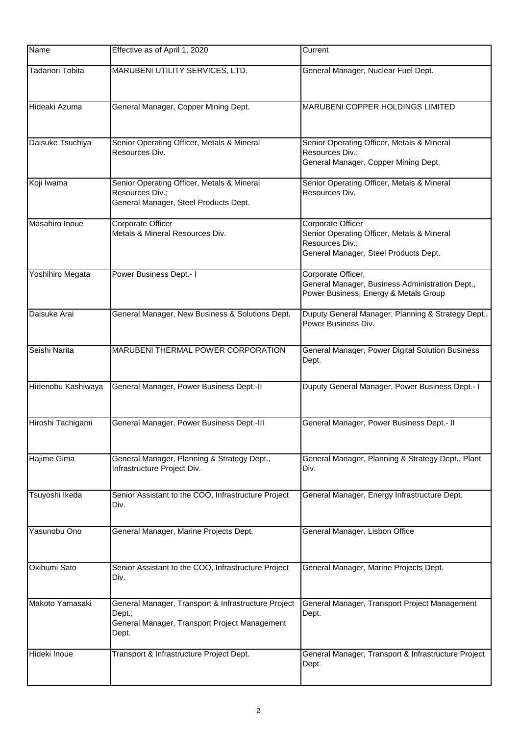| Name | Effective as of April 1, 2020 | Current |
|---|---|---|
| Tadanori Tobita | MARUBENI UTILITY SERVICES, LTD. | General Manager, Nuclear Fuel Dept. |
| Hideaki Azuma | General Manager, Copper Mining Dept. | MARUBENI COPPER HOLDINGS LIMITED |
| Daisuke Tsuchiya | Senior Operating Officer, Metals & Mineral Resources Div. | Senior Operating Officer, Metals & Mineral Resources Div.; General Manager, Copper Mining Dept. |
| Koji Iwama | Senior Operating Officer, Metals & Mineral Resources Div.; General Manager, Steel Products Dept. | Senior Operating Officer, Metals & Mineral Resources Div. |
| Masahiro Inoue | Corporate Officer Metals & Mineral Resources Div. | Corporate Officer Senior Operating Officer, Metals & Mineral Resources Div.; General Manager, Steel Products Dept. |
| Yoshihiro Megata | Power Business Dept.- I | Corporate Officer, General Manager, Business Administration Dept., Power Business, Energy & Metals Group |
| Daisuke Arai | General Manager, New Business & Solutions Dept. | Duputy General Manager, Planning & Strategy Dept., Power Business Div. |
| Seishi Narita | MARUBENI THERMAL POWER CORPORATION | General Manager, Power Digital Solution Business Dept. |
| Hidenobu Kashiwaya | General Manager, Power Business Dept.-II | Duputy General Manager, Power Business Dept.- I |
| Hiroshi Tachigami | General Manager, Power Business Dept.-III | General Manager, Power Business Dept.- II |
| Hajime Gima | General Manager, Planning & Strategy Dept., Infrastructure Project Div. | General Manager, Planning & Strategy Dept., Plant Div. |
| Tsuyoshi Ikeda | Senior Assistant to the COO, Infrastructure Project Div. | General Manager, Energy Infrastructure Dept. |
| Yasunobu Ono | General Manager, Marine Projects Dept. | General Manager, Lisbon Office |
| Okibumi Sato | Senior Assistant to the COO, Infrastructure Project Div. | General Manager, Marine Projects Dept. |
| Makoto Yamasaki | General Manager, Transport & Infrastructure Project Dept.; General Manager, Transport Project Management Dept. | General Manager, Transport Project Management Dept. |
| Hideki Inoue | Transport & Infrastructure Project Dept. | General Manager, Transport & Infrastructure Project Dept. |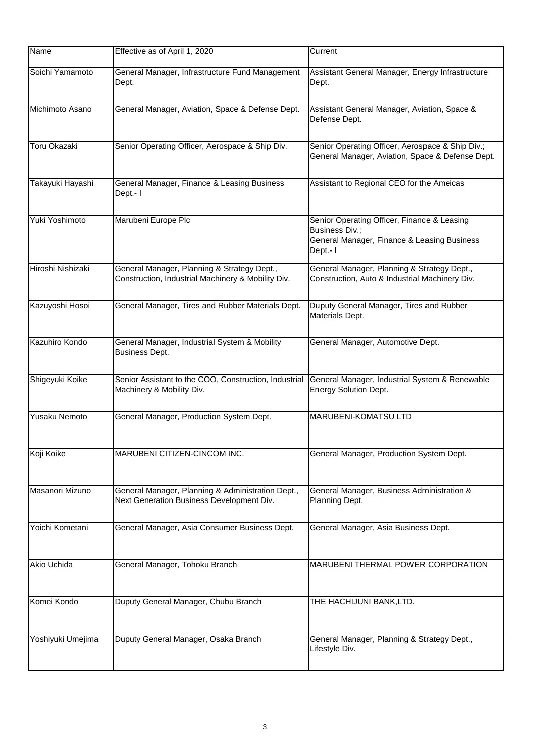| Name | Effective as of April 1, 2020 | Current |
|---|---|---|
| Soichi Yamamoto | General Manager, Infrastructure Fund Management Dept. | Assistant General Manager, Energy Infrastructure Dept. |
| Michimoto Asano | General Manager, Aviation, Space & Defense Dept. | Assistant General Manager, Aviation, Space & Defense Dept. |
| Toru Okazaki | Senior Operating Officer, Aerospace & Ship Div. | Senior Operating Officer, Aerospace & Ship Div.; General Manager, Aviation, Space & Defense Dept. |
| Takayuki Hayashi | General Manager, Finance & Leasing Business Dept.- I | Assistant to Regional CEO for the Ameicas |
| Yuki Yoshimoto | Marubeni Europe Plc | Senior Operating Officer, Finance & Leasing Business Div.; General Manager, Finance & Leasing Business Dept.- I |
| Hiroshi Nishizaki | General Manager, Planning & Strategy Dept., Construction, Industrial Machinery & Mobility Div. | General Manager, Planning & Strategy Dept., Construction, Auto & Industrial Machinery Div. |
| Kazuyoshi Hosoi | General Manager, Tires and Rubber Materials Dept. | Duputy General Manager, Tires and Rubber Materials Dept. |
| Kazuhiro Kondo | General Manager, Industrial System & Mobility Business Dept. | General Manager, Automotive Dept. |
| Shigeyuki Koike | Senior Assistant to the COO, Construction, Industrial Machinery & Mobility Div. | General Manager, Industrial System & Renewable Energy Solution Dept. |
| Yusaku Nemoto | General Manager, Production System Dept. | MARUBENI-KOMATSU LTD |
| Koji Koike | MARUBENI CITIZEN-CINCOM INC. | General Manager, Production System Dept. |
| Masanori Mizuno | General Manager, Planning & Administration Dept., Next Generation Business Development Div. | General Manager, Business Administration & Planning Dept. |
| Yoichi Kometani | General Manager, Asia Consumer Business Dept. | General Manager, Asia Business Dept. |
| Akio Uchida | General Manager, Tohoku Branch | MARUBENI THERMAL POWER CORPORATION |
| Komei Kondo | Duputy General Manager, Chubu Branch | THE HACHIJUNI BANK,LTD. |
| Yoshiyuki Umejima | Duputy General Manager, Osaka Branch | General Manager, Planning & Strategy Dept., Lifestyle Div. |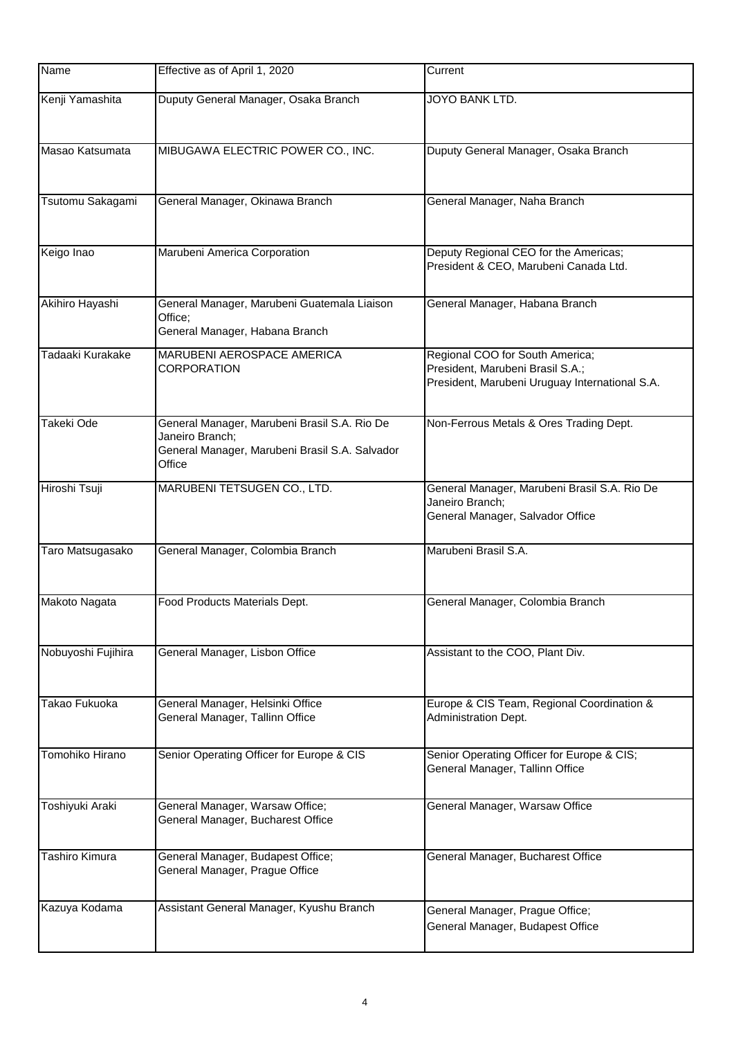| Name | Effective as of April 1, 2020 | Current |
|---|---|---|
| Kenji Yamashita | Duputy General Manager, Osaka Branch | JOYO BANK LTD. |
| Masao Katsumata | MIBUGAWA ELECTRIC POWER CO., INC. | Duputy General Manager, Osaka Branch |
| Tsutomu Sakagami | General Manager, Okinawa Branch | General Manager, Naha Branch |
| Keigo Inao | Marubeni America Corporation | Deputy Regional CEO for the Americas;<br>President & CEO, Marubeni Canada Ltd. |
| Akihiro Hayashi | General Manager, Marubeni Guatemala Liaison Office;<br>General Manager, Habana Branch | General Manager, Habana Branch |
| Tadaaki Kurakake | MARUBENI AEROSPACE AMERICA CORPORATION | Regional COO for South America;<br>President, Marubeni Brasil S.A.;<br>President, Marubeni Uruguay International S.A. |
| Takeki Ode | General Manager, Marubeni Brasil S.A. Rio De Janeiro Branch;<br>General Manager, Marubeni Brasil S.A. Salvador Office | Non-Ferrous Metals & Ores Trading Dept. |
| Hiroshi Tsuji | MARUBENI TETSUGEN CO., LTD. | General Manager, Marubeni Brasil S.A. Rio De Janeiro Branch;<br>General Manager, Salvador Office |
| Taro Matsugasako | General Manager, Colombia Branch | Marubeni Brasil S.A. |
| Makoto Nagata | Food Products Materials Dept. | General Manager, Colombia Branch |
| Nobuyoshi Fujihira | General Manager, Lisbon Office | Assistant to the COO, Plant Div. |
| Takao Fukuoka | General Manager, Helsinki Office<br>General Manager, Tallinn Office | Europe & CIS Team, Regional Coordination & Administration Dept. |
| Tomohiko Hirano | Senior Operating Officer for Europe & CIS | Senior Operating Officer for Europe & CIS;<br>General Manager, Tallinn Office |
| Toshiyuki Araki | General Manager, Warsaw Office;<br>General Manager, Bucharest Office | General Manager, Warsaw Office |
| Tashiro Kimura | General Manager, Budapest Office;<br>General Manager, Prague Office | General Manager, Bucharest Office |
| Kazuya Kodama | Assistant General Manager, Kyushu Branch | General Manager, Prague Office;<br>General Manager, Budapest Office |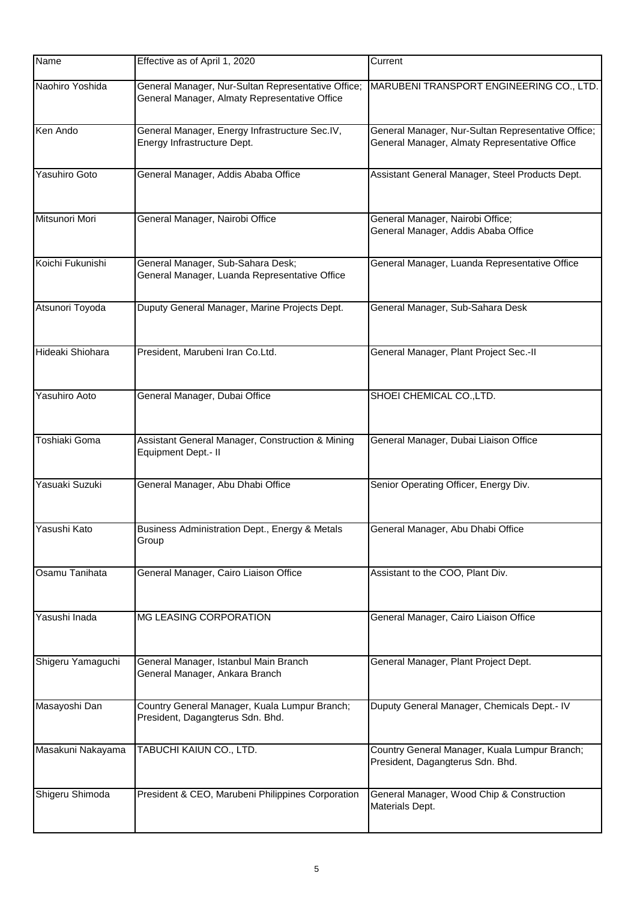| Name | Effective as of April 1, 2020 | Current |
|---|---|---|
| Naohiro Yoshida | General Manager, Nur-Sultan Representative Office; General Manager, Almaty Representative Office | MARUBENI TRANSPORT ENGINEERING CO., LTD. |
| Ken Ando | General Manager, Energy Infrastructure Sec.IV, Energy Infrastructure Dept. | General Manager, Nur-Sultan Representative Office; General Manager, Almaty Representative Office |
| Yasuhiro Goto | General Manager, Addis Ababa Office | Assistant General Manager, Steel Products Dept. |
| Mitsunori Mori | General Manager, Nairobi Office | General Manager, Nairobi Office; General Manager, Addis Ababa Office |
| Koichi Fukunishi | General Manager, Sub-Sahara Desk; General Manager, Luanda Representative Office | General Manager, Luanda Representative Office |
| Atsunori Toyoda | Duputy General Manager, Marine Projects Dept. | General Manager, Sub-Sahara Desk |
| Hideaki Shiohara | President, Marubeni Iran Co.Ltd. | General Manager, Plant Project Sec.-II |
| Yasuhiro Aoto | General Manager, Dubai Office | SHOEI CHEMICAL CO.,LTD. |
| Toshiaki Goma | Assistant General Manager, Construction & Mining Equipment Dept.- II | General Manager, Dubai Liaison Office |
| Yasuaki Suzuki | General Manager, Abu Dhabi Office | Senior Operating Officer, Energy Div. |
| Yasushi Kato | Business Administration Dept., Energy & Metals Group | General Manager, Abu Dhabi Office |
| Osamu Tanihata | General Manager, Cairo Liaison Office | Assistant to the COO, Plant Div. |
| Yasushi Inada | MG LEASING CORPORATION | General Manager, Cairo Liaison Office |
| Shigeru Yamaguchi | General Manager, Istanbul Main Branch General Manager, Ankara Branch | General Manager, Plant Project Dept. |
| Masayoshi Dan | Country General Manager, Kuala Lumpur Branch; President, Dagangterus Sdn. Bhd. | Duputy General Manager, Chemicals Dept.- IV |
| Masakuni Nakayama | TABUCHI KAIUN CO., LTD. | Country General Manager, Kuala Lumpur Branch; President, Dagangterus Sdn. Bhd. |
| Shigeru Shimoda | President & CEO, Marubeni Philippines Corporation | General Manager, Wood Chip & Construction Materials Dept. |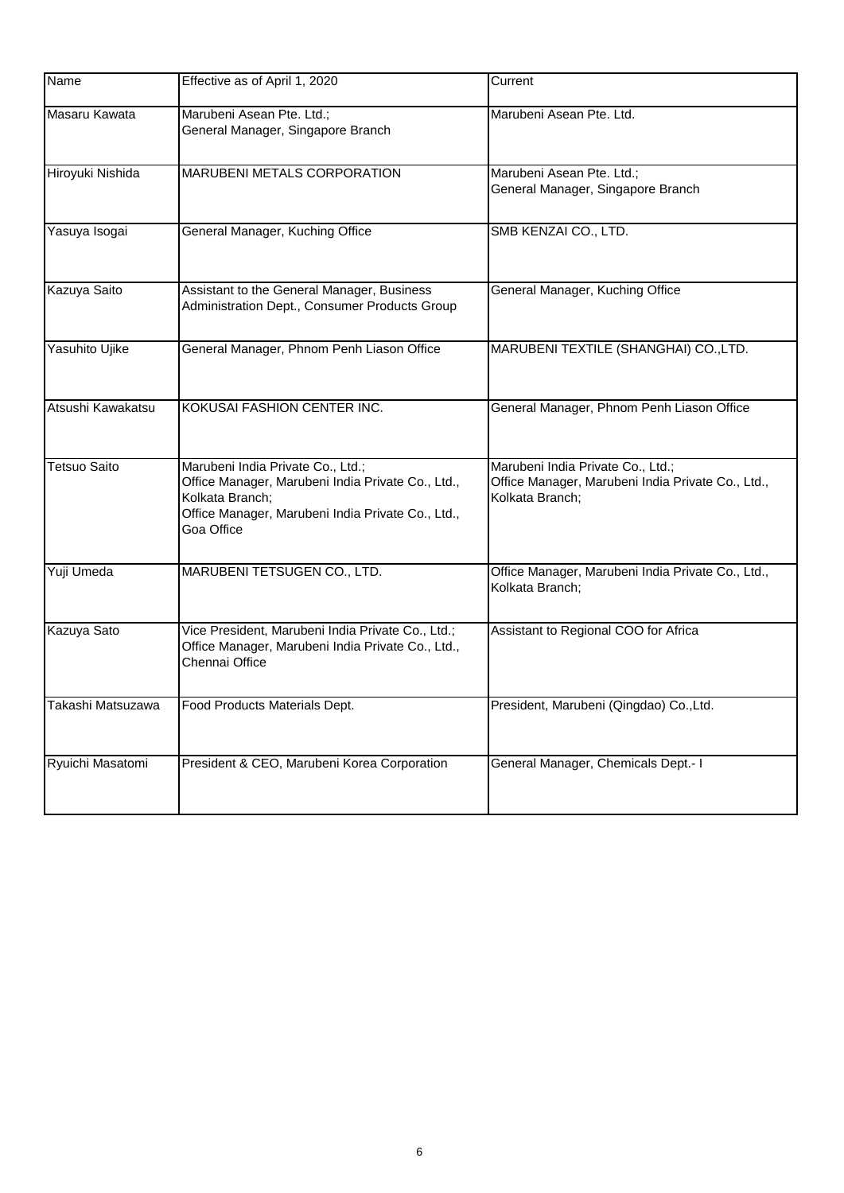| Name | Effective as of April 1, 2020 | Current |
|---|---|---|
| Masaru Kawata | Marubeni Asean Pte. Ltd.;<br>General Manager, Singapore Branch | Marubeni Asean Pte. Ltd. |
| Hiroyuki Nishida | MARUBENI METALS CORPORATION | Marubeni Asean Pte. Ltd.;<br>General Manager, Singapore Branch |
| Yasuya Isogai | General Manager, Kuching Office | SMB KENZAI CO., LTD. |
| Kazuya Saito | Assistant to the General Manager, Business Administration Dept., Consumer Products Group | General Manager, Kuching Office |
| Yasuhito Ujike | General Manager, Phnom Penh Liason Office | MARUBENI TEXTILE (SHANGHAI) CO.,LTD. |
| Atsushi Kawakatsu | KOKUSAI FASHION CENTER INC. | General Manager, Phnom Penh Liason Office |
| Tetsuo Saito | Marubeni India Private Co., Ltd.;<br>Office Manager, Marubeni India Private Co., Ltd., Kolkata Branch;<br>Office Manager, Marubeni India Private Co., Ltd., Goa Office | Marubeni India Private Co., Ltd.;<br>Office Manager, Marubeni India Private Co., Ltd., Kolkata Branch; |
| Yuji Umeda | MARUBENI TETSUGEN CO., LTD. | Office Manager, Marubeni India Private Co., Ltd., Kolkata Branch; |
| Kazuya Sato | Vice President, Marubeni India Private Co., Ltd.;<br>Office Manager, Marubeni India Private Co., Ltd., Chennai Office | Assistant to Regional COO for Africa |
| Takashi Matsuzawa | Food Products Materials Dept. | President, Marubeni (Qingdao) Co.,Ltd. |
| Ryuichi Masatomi | President & CEO, Marubeni Korea Corporation | General Manager, Chemicals Dept.- I |